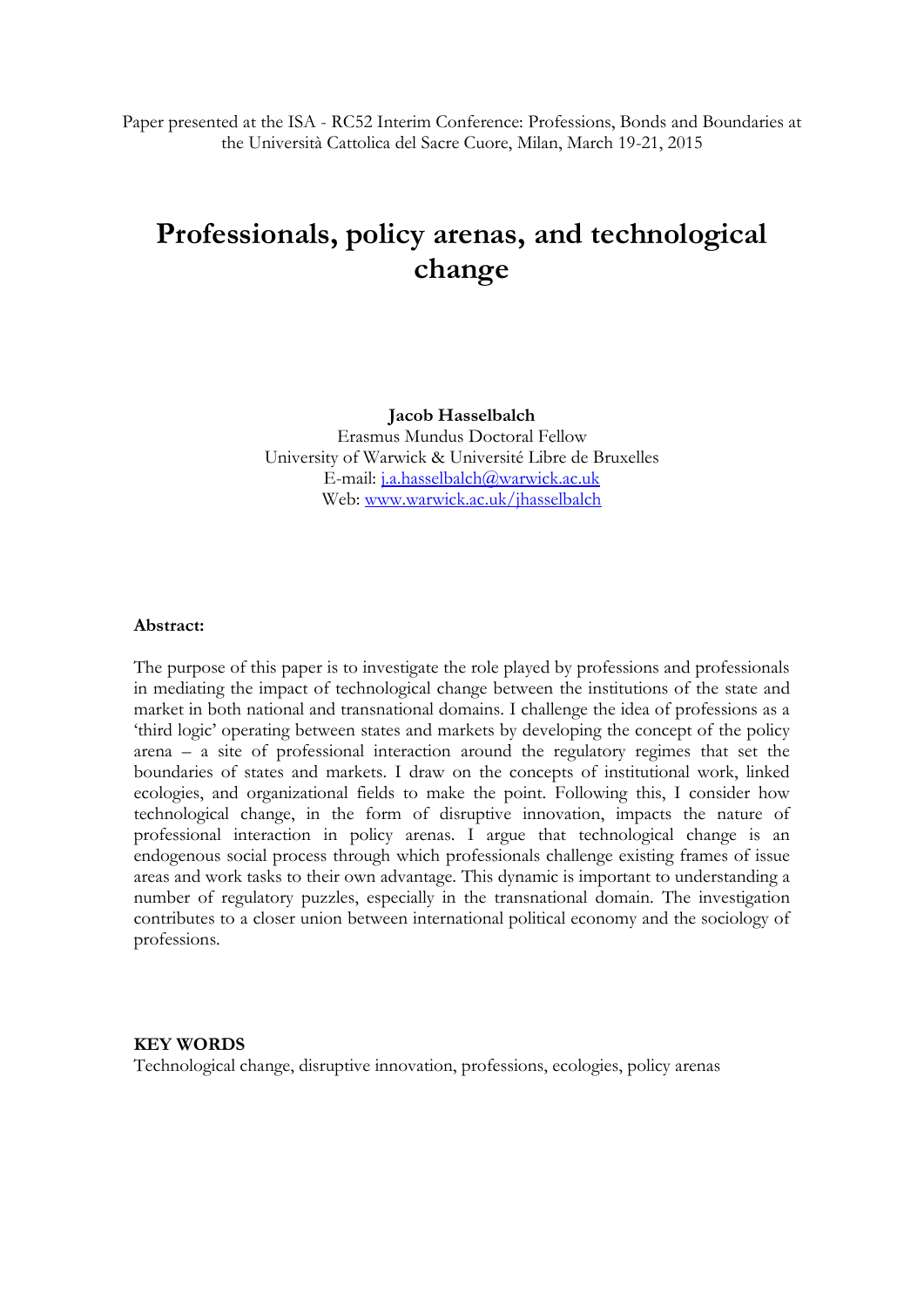Paper presented at the ISA - RC52 Interim Conference: Professions, Bonds and Boundaries at the Università Cattolica del Sacre Cuore, Milan, March 19-21, 2015

# Professionals, policy arenas, and technological change

**Jacob Hasselbalch**
Erasmus Mundus Doctoral Fellow
University of Warwick & Université Libre de Bruxelles
E-mail: j.a.hasselbalch@warwick.ac.uk
Web: www.warwick.ac.uk/jhasselbalch

**Abstract:**

The purpose of this paper is to investigate the role played by professions and professionals in mediating the impact of technological change between the institutions of the state and market in both national and transnational domains. I challenge the idea of professions as a 'third logic' operating between states and markets by developing the concept of the policy arena – a site of professional interaction around the regulatory regimes that set the boundaries of states and markets. I draw on the concepts of institutional work, linked ecologies, and organizational fields to make the point. Following this, I consider how technological change, in the form of disruptive innovation, impacts the nature of professional interaction in policy arenas. I argue that technological change is an endogenous social process through which professionals challenge existing frames of issue areas and work tasks to their own advantage. This dynamic is important to understanding a number of regulatory puzzles, especially in the transnational domain. The investigation contributes to a closer union between international political economy and the sociology of professions.

**KEY WORDS**
Technological change, disruptive innovation, professions, ecologies, policy arenas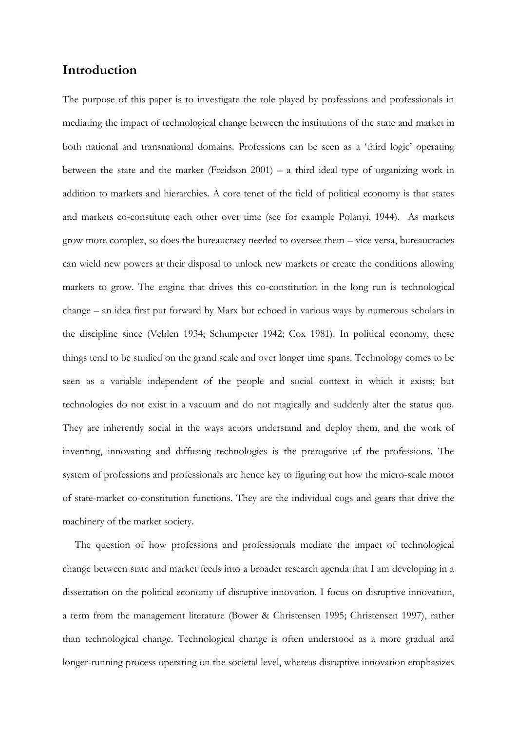## Introduction

The purpose of this paper is to investigate the role played by professions and professionals in mediating the impact of technological change between the institutions of the state and market in both national and transnational domains. Professions can be seen as a 'third logic' operating between the state and the market (Freidson 2001) – a third ideal type of organizing work in addition to markets and hierarchies. A core tenet of the field of political economy is that states and markets co-constitute each other over time (see for example Polanyi, 1944). As markets grow more complex, so does the bureaucracy needed to oversee them – vice versa, bureaucracies can wield new powers at their disposal to unlock new markets or create the conditions allowing markets to grow. The engine that drives this co-constitution in the long run is technological change – an idea first put forward by Marx but echoed in various ways by numerous scholars in the discipline since (Veblen 1934; Schumpeter 1942; Cox 1981). In political economy, these things tend to be studied on the grand scale and over longer time spans. Technology comes to be seen as a variable independent of the people and social context in which it exists; but technologies do not exist in a vacuum and do not magically and suddenly alter the status quo. They are inherently social in the ways actors understand and deploy them, and the work of inventing, innovating and diffusing technologies is the prerogative of the professions. The system of professions and professionals are hence key to figuring out how the micro-scale motor of state-market co-constitution functions. They are the individual cogs and gears that drive the machinery of the market society.

The question of how professions and professionals mediate the impact of technological change between state and market feeds into a broader research agenda that I am developing in a dissertation on the political economy of disruptive innovation. I focus on disruptive innovation, a term from the management literature (Bower & Christensen 1995; Christensen 1997), rather than technological change. Technological change is often understood as a more gradual and longer-running process operating on the societal level, whereas disruptive innovation emphasizes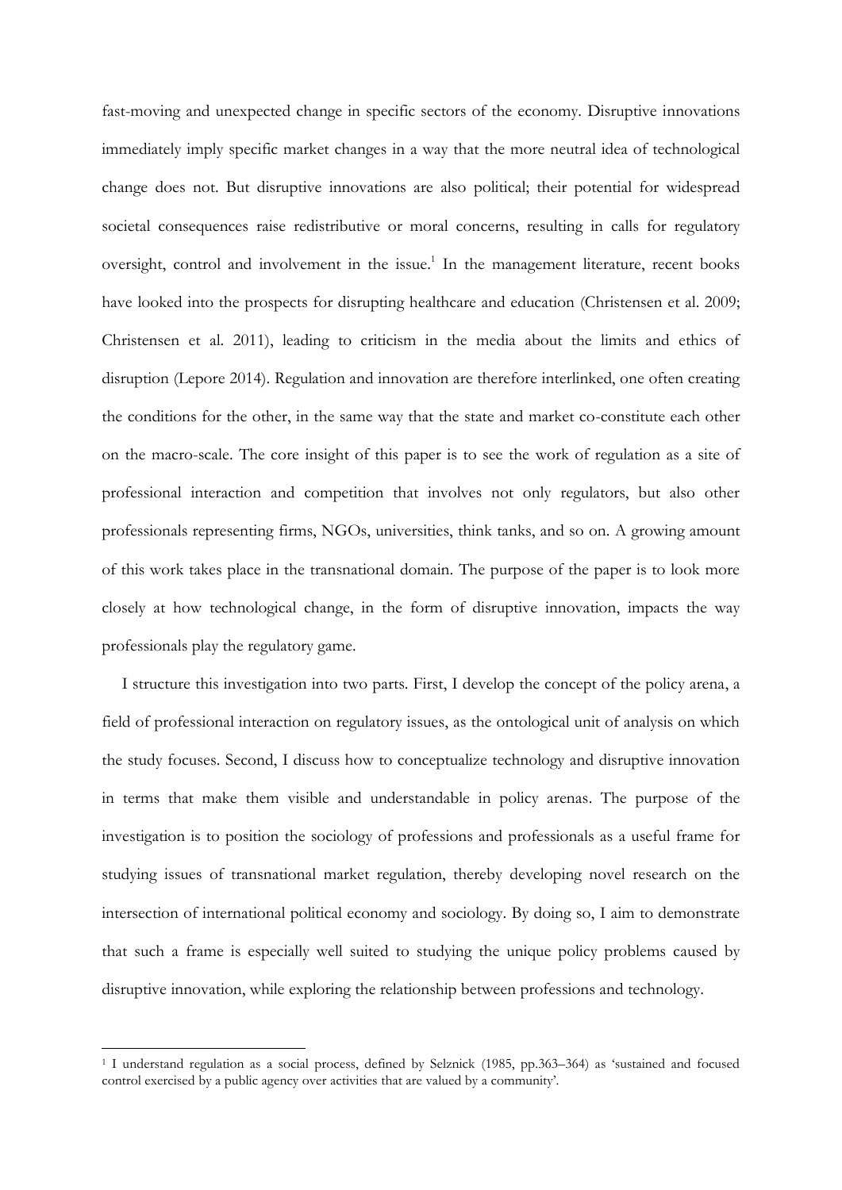fast-moving and unexpected change in specific sectors of the economy. Disruptive innovations immediately imply specific market changes in a way that the more neutral idea of technological change does not. But disruptive innovations are also political; their potential for widespread societal consequences raise redistributive or moral concerns, resulting in calls for regulatory oversight, control and involvement in the issue.[1] In the management literature, recent books have looked into the prospects for disrupting healthcare and education (Christensen et al. 2009; Christensen et al. 2011), leading to criticism in the media about the limits and ethics of disruption (Lepore 2014). Regulation and innovation are therefore interlinked, one often creating the conditions for the other, in the same way that the state and market co-constitute each other on the macro-scale. The core insight of this paper is to see the work of regulation as a site of professional interaction and competition that involves not only regulators, but also other professionals representing firms, NGOs, universities, think tanks, and so on. A growing amount of this work takes place in the transnational domain. The purpose of the paper is to look more closely at how technological change, in the form of disruptive innovation, impacts the way professionals play the regulatory game.

I structure this investigation into two parts. First, I develop the concept of the policy arena, a field of professional interaction on regulatory issues, as the ontological unit of analysis on which the study focuses. Second, I discuss how to conceptualize technology and disruptive innovation in terms that make them visible and understandable in policy arenas. The purpose of the investigation is to position the sociology of professions and professionals as a useful frame for studying issues of transnational market regulation, thereby developing novel research on the intersection of international political economy and sociology. By doing so, I aim to demonstrate that such a frame is especially well suited to studying the unique policy problems caused by disruptive innovation, while exploring the relationship between professions and technology.

[1] I understand regulation as a social process, defined by Selznick (1985, pp.363–364) as 'sustained and focused control exercised by a public agency over activities that are valued by a community'.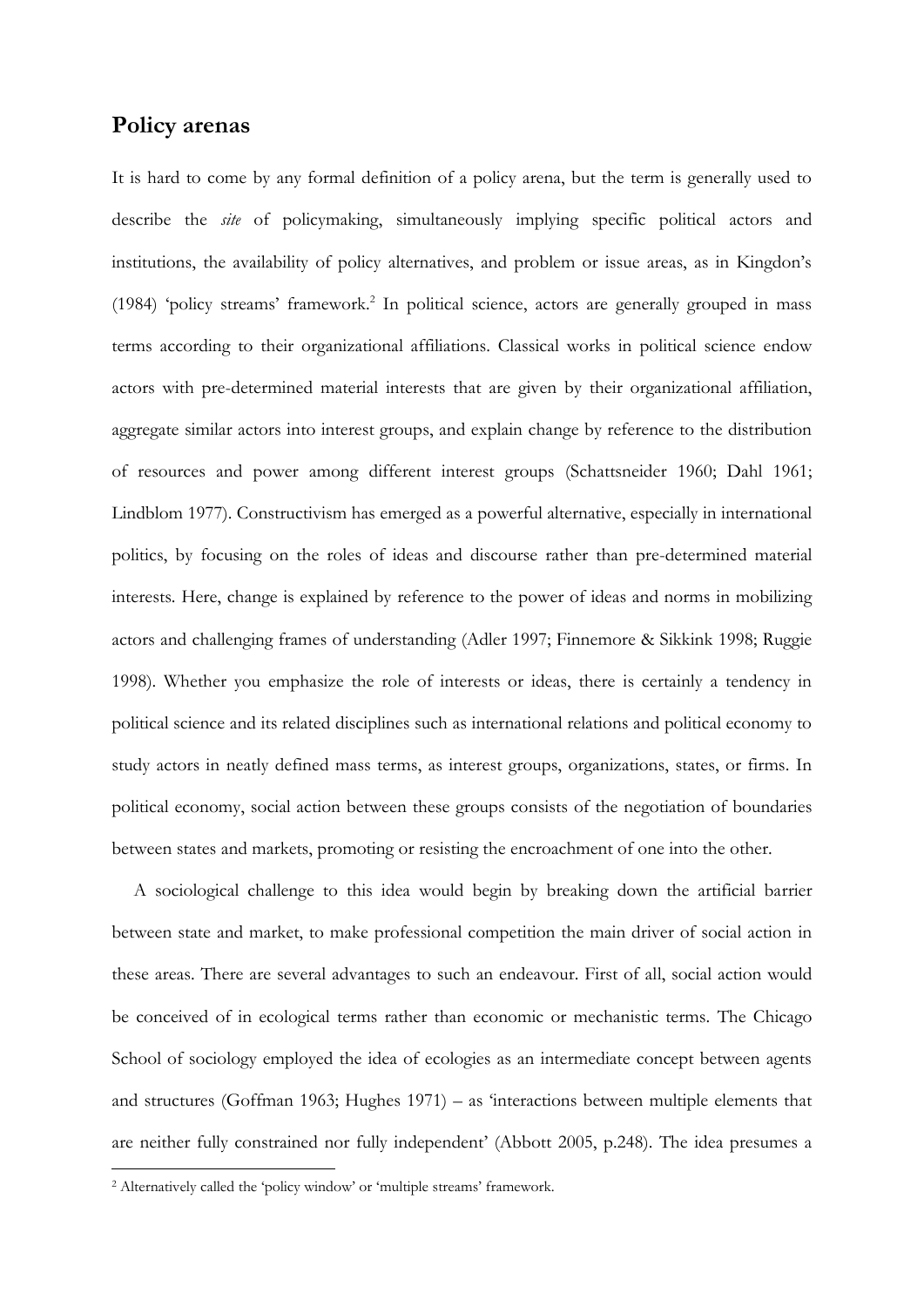## Policy arenas

It is hard to come by any formal definition of a policy arena, but the term is generally used to describe the *site* of policymaking, simultaneously implying specific political actors and institutions, the availability of policy alternatives, and problem or issue areas, as in Kingdon's (1984) 'policy streams' framework.[2] In political science, actors are generally grouped in mass terms according to their organizational affiliations. Classical works in political science endow actors with pre-determined material interests that are given by their organizational affiliation, aggregate similar actors into interest groups, and explain change by reference to the distribution of resources and power among different interest groups (Schattsneider 1960; Dahl 1961; Lindblom 1977). Constructivism has emerged as a powerful alternative, especially in international politics, by focusing on the roles of ideas and discourse rather than pre-determined material interests. Here, change is explained by reference to the power of ideas and norms in mobilizing actors and challenging frames of understanding (Adler 1997; Finnemore & Sikkink 1998; Ruggie 1998). Whether you emphasize the role of interests or ideas, there is certainly a tendency in political science and its related disciplines such as international relations and political economy to study actors in neatly defined mass terms, as interest groups, organizations, states, or firms. In political economy, social action between these groups consists of the negotiation of boundaries between states and markets, promoting or resisting the encroachment of one into the other.

A sociological challenge to this idea would begin by breaking down the artificial barrier between state and market, to make professional competition the main driver of social action in these areas. There are several advantages to such an endeavour. First of all, social action would be conceived of in ecological terms rather than economic or mechanistic terms. The Chicago School of sociology employed the idea of ecologies as an intermediate concept between agents and structures (Goffman 1963; Hughes 1971) – as 'interactions between multiple elements that are neither fully constrained nor fully independent' (Abbott 2005, p.248). The idea presumes a

[2] Alternatively called the 'policy window' or 'multiple streams' framework.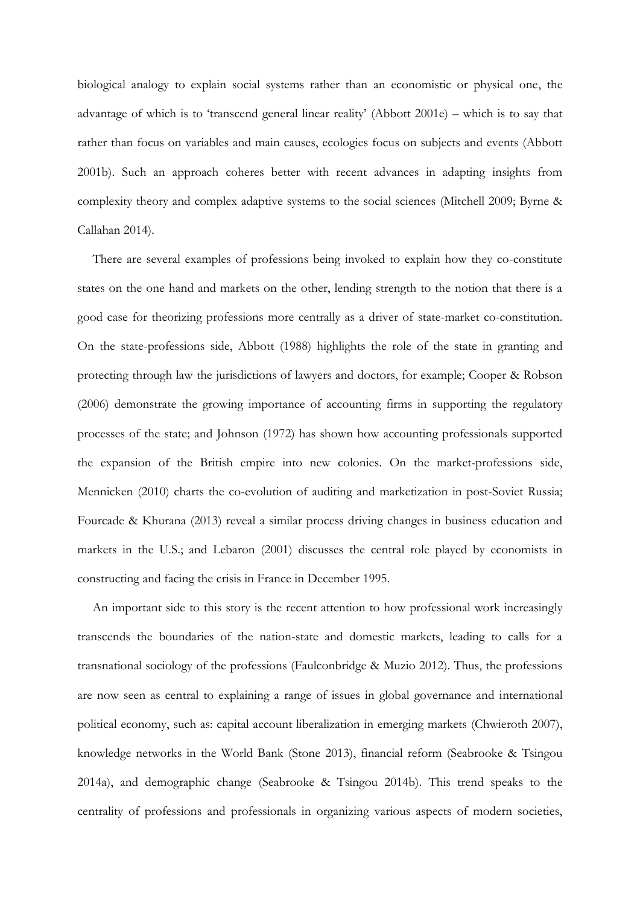biological analogy to explain social systems rather than an economistic or physical one, the advantage of which is to 'transcend general linear reality' (Abbott 2001e) – which is to say that rather than focus on variables and main causes, ecologies focus on subjects and events (Abbott 2001b). Such an approach coheres better with recent advances in adapting insights from complexity theory and complex adaptive systems to the social sciences (Mitchell 2009; Byrne & Callahan 2014).

There are several examples of professions being invoked to explain how they co-constitute states on the one hand and markets on the other, lending strength to the notion that there is a good case for theorizing professions more centrally as a driver of state-market co-constitution. On the state-professions side, Abbott (1988) highlights the role of the state in granting and protecting through law the jurisdictions of lawyers and doctors, for example; Cooper & Robson (2006) demonstrate the growing importance of accounting firms in supporting the regulatory processes of the state; and Johnson (1972) has shown how accounting professionals supported the expansion of the British empire into new colonies. On the market-professions side, Mennicken (2010) charts the co-evolution of auditing and marketization in post-Soviet Russia; Fourcade & Khurana (2013) reveal a similar process driving changes in business education and markets in the U.S.; and Lebaron (2001) discusses the central role played by economists in constructing and facing the crisis in France in December 1995.

An important side to this story is the recent attention to how professional work increasingly transcends the boundaries of the nation-state and domestic markets, leading to calls for a transnational sociology of the professions (Faulconbridge & Muzio 2012). Thus, the professions are now seen as central to explaining a range of issues in global governance and international political economy, such as: capital account liberalization in emerging markets (Chwieroth 2007), knowledge networks in the World Bank (Stone 2013), financial reform (Seabrooke & Tsingou 2014a), and demographic change (Seabrooke & Tsingou 2014b). This trend speaks to the centrality of professions and professionals in organizing various aspects of modern societies,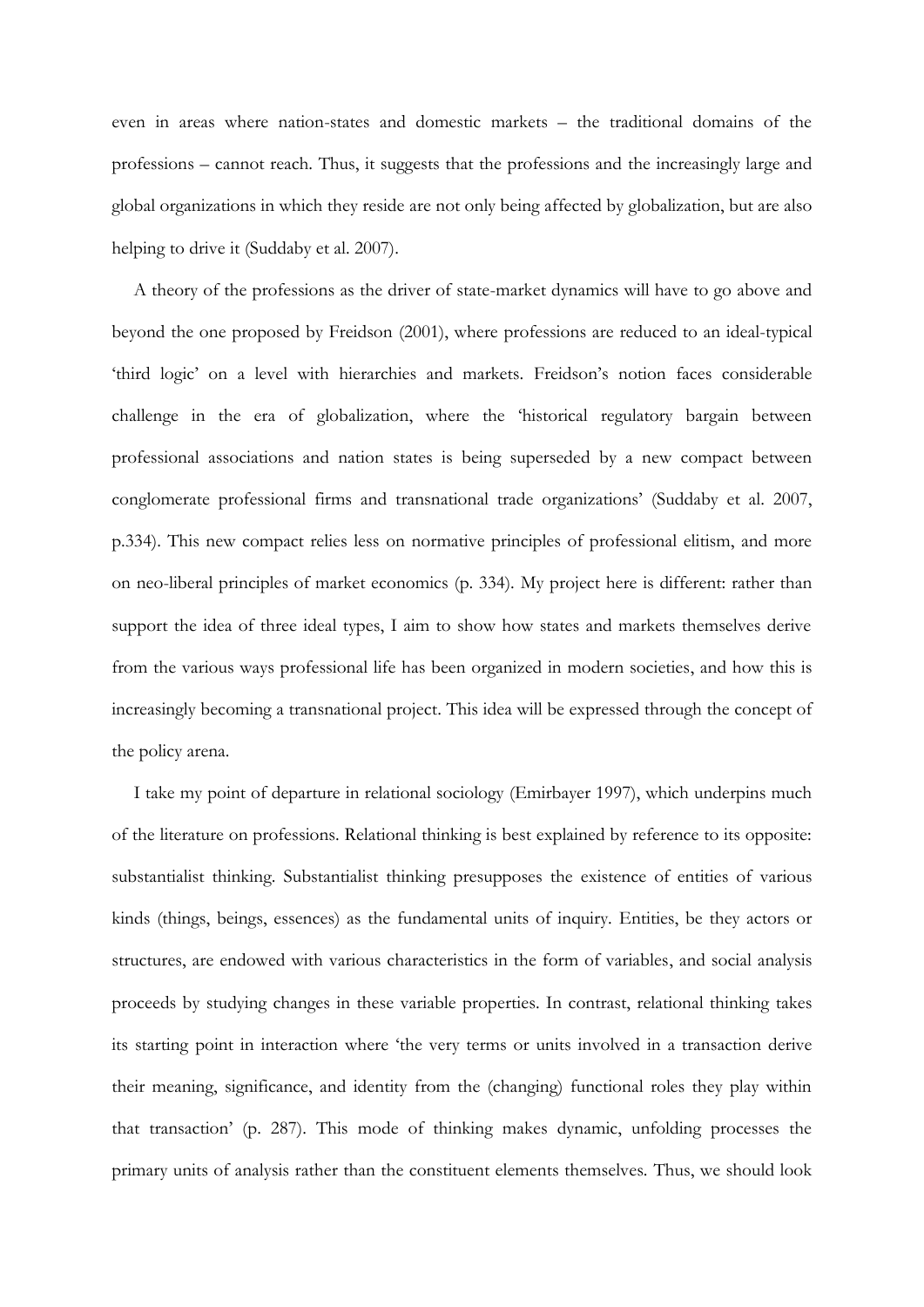even in areas where nation-states and domestic markets – the traditional domains of the professions – cannot reach. Thus, it suggests that the professions and the increasingly large and global organizations in which they reside are not only being affected by globalization, but are also helping to drive it (Suddaby et al. 2007).

A theory of the professions as the driver of state-market dynamics will have to go above and beyond the one proposed by Freidson (2001), where professions are reduced to an ideal-typical 'third logic' on a level with hierarchies and markets. Freidson's notion faces considerable challenge in the era of globalization, where the 'historical regulatory bargain between professional associations and nation states is being superseded by a new compact between conglomerate professional firms and transnational trade organizations' (Suddaby et al. 2007, p.334). This new compact relies less on normative principles of professional elitism, and more on neo-liberal principles of market economics (p. 334). My project here is different: rather than support the idea of three ideal types, I aim to show how states and markets themselves derive from the various ways professional life has been organized in modern societies, and how this is increasingly becoming a transnational project. This idea will be expressed through the concept of the policy arena.

I take my point of departure in relational sociology (Emirbayer 1997), which underpins much of the literature on professions. Relational thinking is best explained by reference to its opposite: substantialist thinking. Substantialist thinking presupposes the existence of entities of various kinds (things, beings, essences) as the fundamental units of inquiry. Entities, be they actors or structures, are endowed with various characteristics in the form of variables, and social analysis proceeds by studying changes in these variable properties. In contrast, relational thinking takes its starting point in interaction where 'the very terms or units involved in a transaction derive their meaning, significance, and identity from the (changing) functional roles they play within that transaction' (p. 287). This mode of thinking makes dynamic, unfolding processes the primary units of analysis rather than the constituent elements themselves. Thus, we should look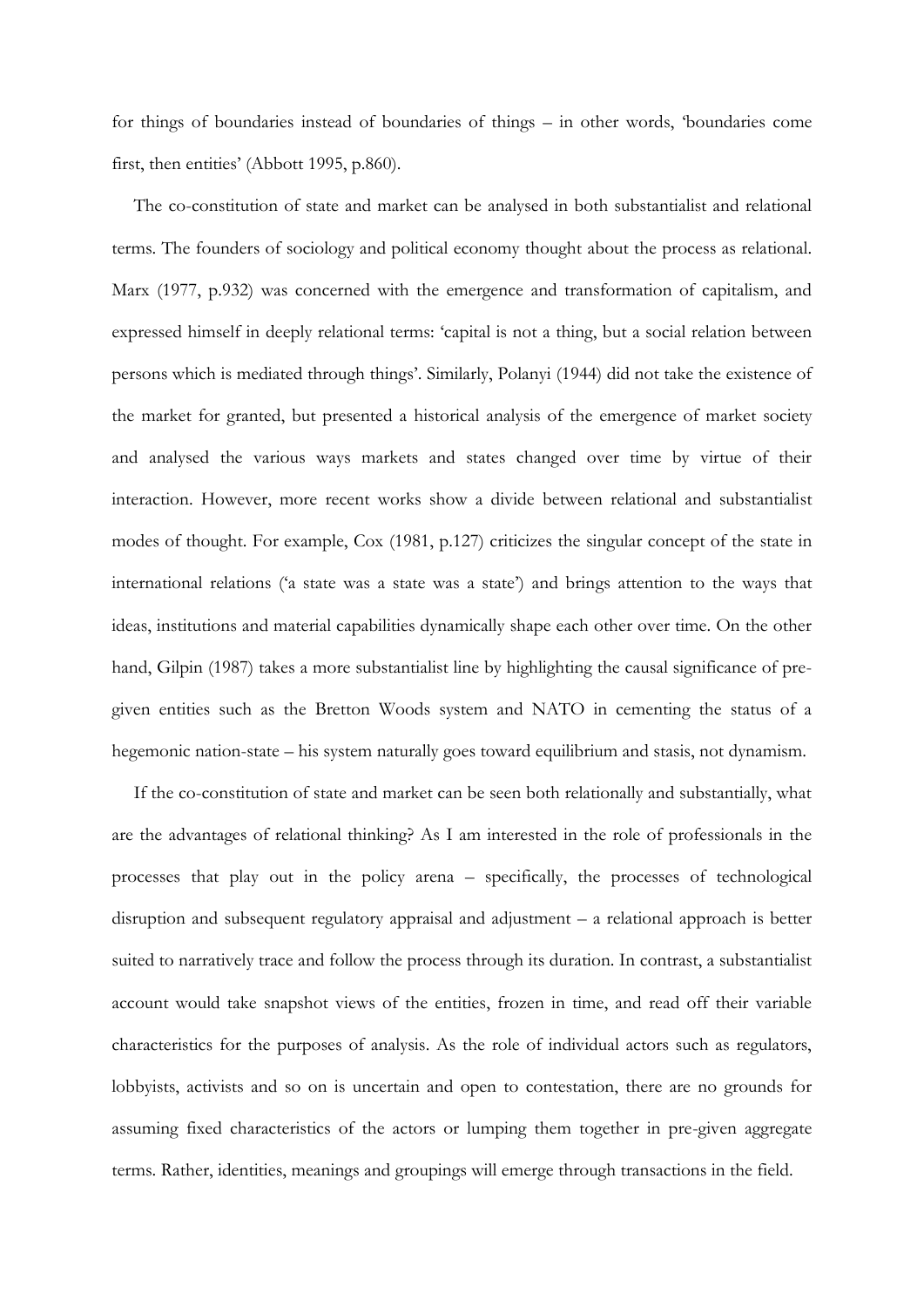for things of boundaries instead of boundaries of things – in other words, 'boundaries come first, then entities' (Abbott 1995, p.860).

The co-constitution of state and market can be analysed in both substantialist and relational terms. The founders of sociology and political economy thought about the process as relational. Marx (1977, p.932) was concerned with the emergence and transformation of capitalism, and expressed himself in deeply relational terms: 'capital is not a thing, but a social relation between persons which is mediated through things'. Similarly, Polanyi (1944) did not take the existence of the market for granted, but presented a historical analysis of the emergence of market society and analysed the various ways markets and states changed over time by virtue of their interaction. However, more recent works show a divide between relational and substantialist modes of thought. For example, Cox (1981, p.127) criticizes the singular concept of the state in international relations ('a state was a state was a state') and brings attention to the ways that ideas, institutions and material capabilities dynamically shape each other over time. On the other hand, Gilpin (1987) takes a more substantialist line by highlighting the causal significance of pre-given entities such as the Bretton Woods system and NATO in cementing the status of a hegemonic nation-state – his system naturally goes toward equilibrium and stasis, not dynamism.

If the co-constitution of state and market can be seen both relationally and substantially, what are the advantages of relational thinking? As I am interested in the role of professionals in the processes that play out in the policy arena – specifically, the processes of technological disruption and subsequent regulatory appraisal and adjustment – a relational approach is better suited to narratively trace and follow the process through its duration. In contrast, a substantialist account would take snapshot views of the entities, frozen in time, and read off their variable characteristics for the purposes of analysis. As the role of individual actors such as regulators, lobbyists, activists and so on is uncertain and open to contestation, there are no grounds for assuming fixed characteristics of the actors or lumping them together in pre-given aggregate terms. Rather, identities, meanings and groupings will emerge through transactions in the field.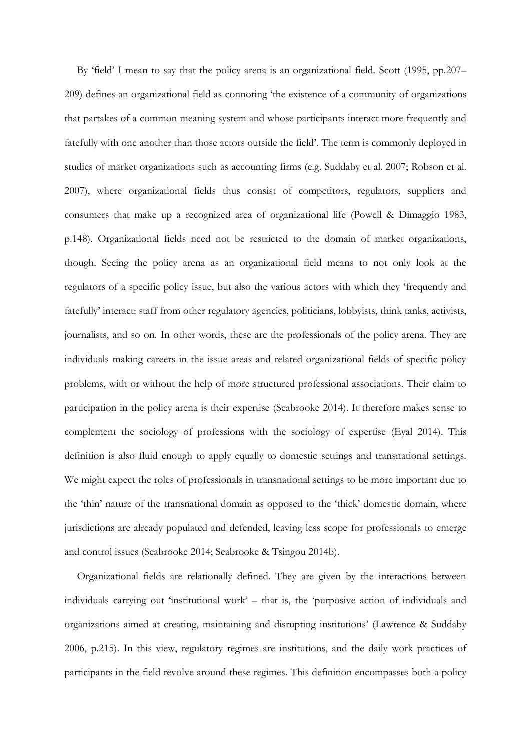By 'field' I mean to say that the policy arena is an organizational field. Scott (1995, pp.207–209) defines an organizational field as connoting 'the existence of a community of organizations that partakes of a common meaning system and whose participants interact more frequently and fatefully with one another than those actors outside the field'. The term is commonly deployed in studies of market organizations such as accounting firms (e.g. Suddaby et al. 2007; Robson et al. 2007), where organizational fields thus consist of competitors, regulators, suppliers and consumers that make up a recognized area of organizational life (Powell & Dimaggio 1983, p.148). Organizational fields need not be restricted to the domain of market organizations, though. Seeing the policy arena as an organizational field means to not only look at the regulators of a specific policy issue, but also the various actors with which they 'frequently and fatefully' interact: staff from other regulatory agencies, politicians, lobbyists, think tanks, activists, journalists, and so on. In other words, these are the professionals of the policy arena. They are individuals making careers in the issue areas and related organizational fields of specific policy problems, with or without the help of more structured professional associations. Their claim to participation in the policy arena is their expertise (Seabrooke 2014). It therefore makes sense to complement the sociology of professions with the sociology of expertise (Eyal 2014). This definition is also fluid enough to apply equally to domestic settings and transnational settings. We might expect the roles of professionals in transnational settings to be more important due to the 'thin' nature of the transnational domain as opposed to the 'thick' domestic domain, where jurisdictions are already populated and defended, leaving less scope for professionals to emerge and control issues (Seabrooke 2014; Seabrooke & Tsingou 2014b).

Organizational fields are relationally defined. They are given by the interactions between individuals carrying out 'institutional work' – that is, the 'purposive action of individuals and organizations aimed at creating, maintaining and disrupting institutions' (Lawrence & Suddaby 2006, p.215). In this view, regulatory regimes are institutions, and the daily work practices of participants in the field revolve around these regimes. This definition encompasses both a policy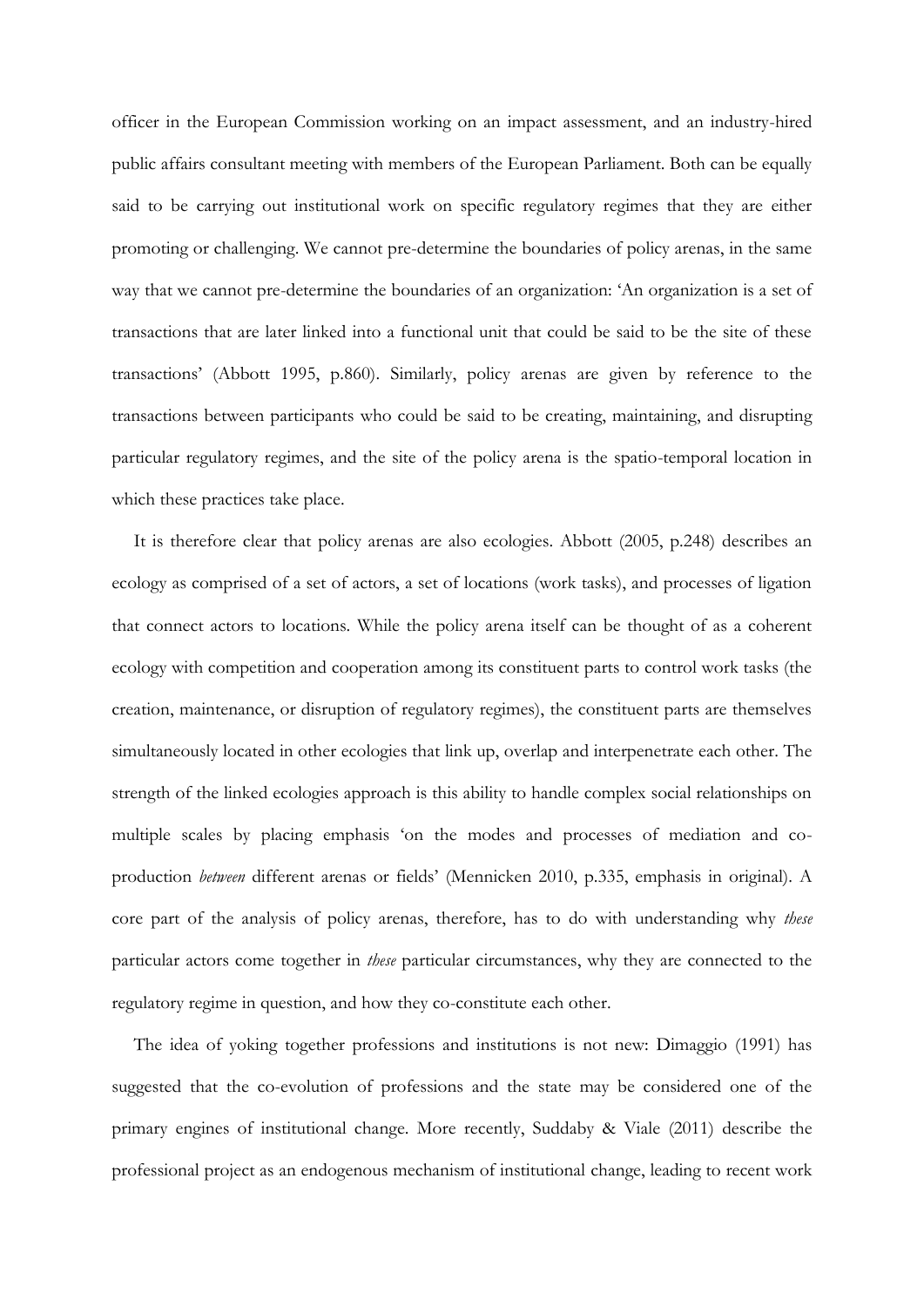officer in the European Commission working on an impact assessment, and an industry-hired public affairs consultant meeting with members of the European Parliament. Both can be equally said to be carrying out institutional work on specific regulatory regimes that they are either promoting or challenging. We cannot pre-determine the boundaries of policy arenas, in the same way that we cannot pre-determine the boundaries of an organization: 'An organization is a set of transactions that are later linked into a functional unit that could be said to be the site of these transactions' (Abbott 1995, p.860). Similarly, policy arenas are given by reference to the transactions between participants who could be said to be creating, maintaining, and disrupting particular regulatory regimes, and the site of the policy arena is the spatio-temporal location in which these practices take place.

It is therefore clear that policy arenas are also ecologies. Abbott (2005, p.248) describes an ecology as comprised of a set of actors, a set of locations (work tasks), and processes of ligation that connect actors to locations. While the policy arena itself can be thought of as a coherent ecology with competition and cooperation among its constituent parts to control work tasks (the creation, maintenance, or disruption of regulatory regimes), the constituent parts are themselves simultaneously located in other ecologies that link up, overlap and interpenetrate each other. The strength of the linked ecologies approach is this ability to handle complex social relationships on multiple scales by placing emphasis 'on the modes and processes of mediation and co-production *between* different arenas or fields' (Mennicken 2010, p.335, emphasis in original). A core part of the analysis of policy arenas, therefore, has to do with understanding why *these* particular actors come together in *these* particular circumstances, why they are connected to the regulatory regime in question, and how they co-constitute each other.

The idea of yoking together professions and institutions is not new: Dimaggio (1991) has suggested that the co-evolution of professions and the state may be considered one of the primary engines of institutional change. More recently, Suddaby & Viale (2011) describe the professional project as an endogenous mechanism of institutional change, leading to recent work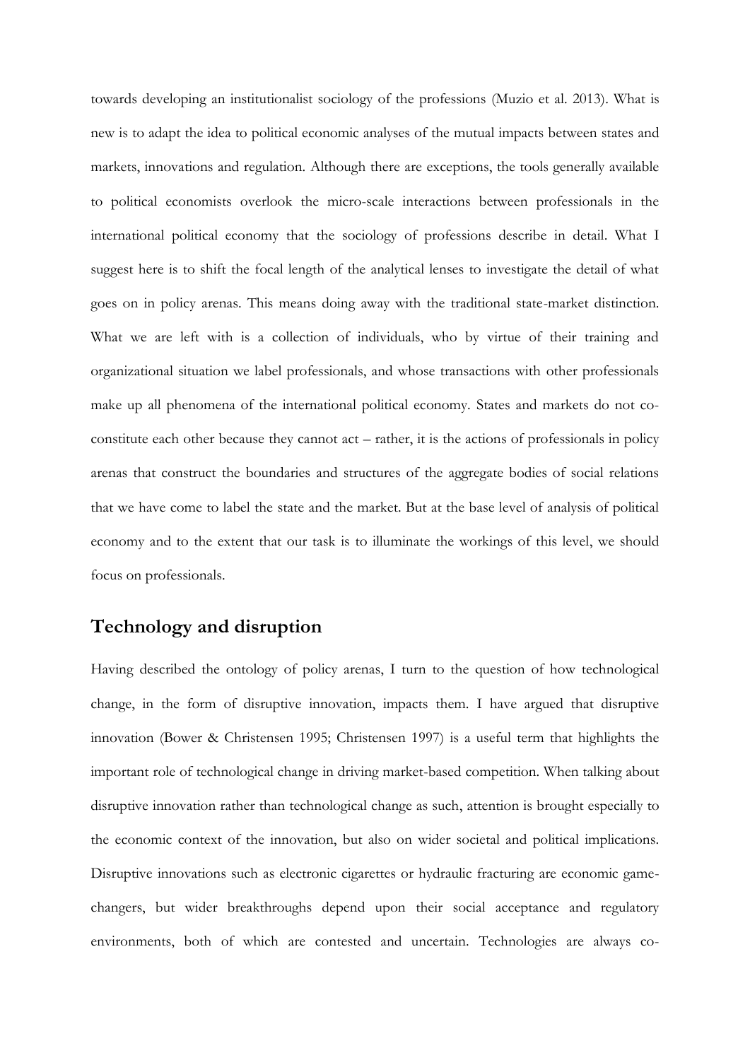towards developing an institutionalist sociology of the professions (Muzio et al. 2013). What is new is to adapt the idea to political economic analyses of the mutual impacts between states and markets, innovations and regulation. Although there are exceptions, the tools generally available to political economists overlook the micro-scale interactions between professionals in the international political economy that the sociology of professions describe in detail. What I suggest here is to shift the focal length of the analytical lenses to investigate the detail of what goes on in policy arenas. This means doing away with the traditional state-market distinction. What we are left with is a collection of individuals, who by virtue of their training and organizational situation we label professionals, and whose transactions with other professionals make up all phenomena of the international political economy. States and markets do not co-constitute each other because they cannot act – rather, it is the actions of professionals in policy arenas that construct the boundaries and structures of the aggregate bodies of social relations that we have come to label the state and the market. But at the base level of analysis of political economy and to the extent that our task is to illuminate the workings of this level, we should focus on professionals.

## Technology and disruption

Having described the ontology of policy arenas, I turn to the question of how technological change, in the form of disruptive innovation, impacts them. I have argued that disruptive innovation (Bower & Christensen 1995; Christensen 1997) is a useful term that highlights the important role of technological change in driving market-based competition. When talking about disruptive innovation rather than technological change as such, attention is brought especially to the economic context of the innovation, but also on wider societal and political implications. Disruptive innovations such as electronic cigarettes or hydraulic fracturing are economic game-changers, but wider breakthroughs depend upon their social acceptance and regulatory environments, both of which are contested and uncertain. Technologies are always co-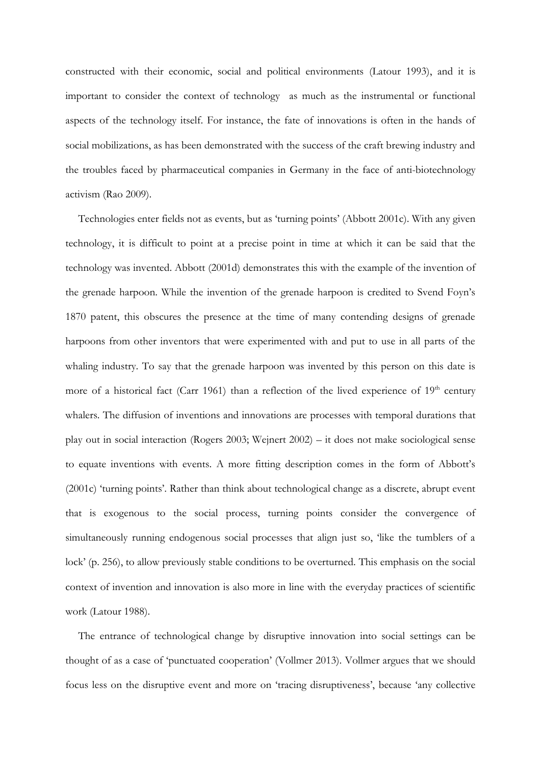constructed with their economic, social and political environments (Latour 1993), and it is important to consider the context of technology as much as the instrumental or functional aspects of the technology itself. For instance, the fate of innovations is often in the hands of social mobilizations, as has been demonstrated with the success of the craft brewing industry and the troubles faced by pharmaceutical companies in Germany in the face of anti-biotechnology activism (Rao 2009).

Technologies enter fields not as events, but as 'turning points' (Abbott 2001c). With any given technology, it is difficult to point at a precise point in time at which it can be said that the technology was invented. Abbott (2001d) demonstrates this with the example of the invention of the grenade harpoon. While the invention of the grenade harpoon is credited to Svend Foyn's 1870 patent, this obscures the presence at the time of many contending designs of grenade harpoons from other inventors that were experimented with and put to use in all parts of the whaling industry. To say that the grenade harpoon was invented by this person on this date is more of a historical fact (Carr 1961) than a reflection of the lived experience of 19th century whalers. The diffusion of inventions and innovations are processes with temporal durations that play out in social interaction (Rogers 2003; Wejnert 2002) – it does not make sociological sense to equate inventions with events. A more fitting description comes in the form of Abbott's (2001c) 'turning points'. Rather than think about technological change as a discrete, abrupt event that is exogenous to the social process, turning points consider the convergence of simultaneously running endogenous social processes that align just so, 'like the tumblers of a lock' (p. 256), to allow previously stable conditions to be overturned. This emphasis on the social context of invention and innovation is also more in line with the everyday practices of scientific work (Latour 1988).

The entrance of technological change by disruptive innovation into social settings can be thought of as a case of 'punctuated cooperation' (Vollmer 2013). Vollmer argues that we should focus less on the disruptive event and more on 'tracing disruptiveness', because 'any collective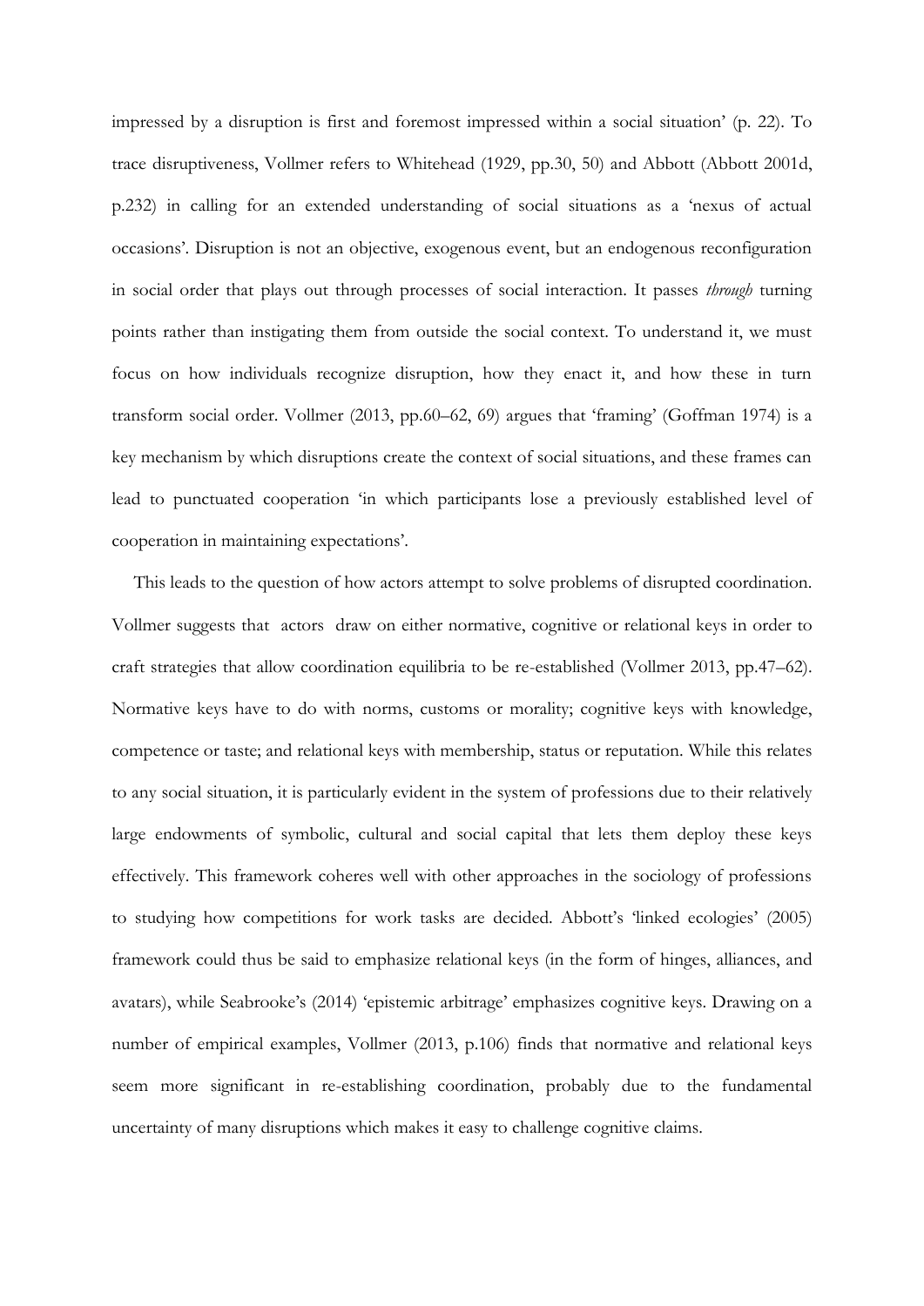impressed by a disruption is first and foremost impressed within a social situation' (p. 22). To trace disruptiveness, Vollmer refers to Whitehead (1929, pp.30, 50) and Abbott (Abbott 2001d, p.232) in calling for an extended understanding of social situations as a 'nexus of actual occasions'. Disruption is not an objective, exogenous event, but an endogenous reconfiguration in social order that plays out through processes of social interaction. It passes *through* turning points rather than instigating them from outside the social context. To understand it, we must focus on how individuals recognize disruption, how they enact it, and how these in turn transform social order. Vollmer (2013, pp.60–62, 69) argues that 'framing' (Goffman 1974) is a key mechanism by which disruptions create the context of social situations, and these frames can lead to punctuated cooperation 'in which participants lose a previously established level of cooperation in maintaining expectations'.

This leads to the question of how actors attempt to solve problems of disrupted coordination. Vollmer suggests that actors draw on either normative, cognitive or relational keys in order to craft strategies that allow coordination equilibria to be re-established (Vollmer 2013, pp.47–62). Normative keys have to do with norms, customs or morality; cognitive keys with knowledge, competence or taste; and relational keys with membership, status or reputation. While this relates to any social situation, it is particularly evident in the system of professions due to their relatively large endowments of symbolic, cultural and social capital that lets them deploy these keys effectively. This framework coheres well with other approaches in the sociology of professions to studying how competitions for work tasks are decided. Abbott's 'linked ecologies' (2005) framework could thus be said to emphasize relational keys (in the form of hinges, alliances, and avatars), while Seabrooke's (2014) 'epistemic arbitrage' emphasizes cognitive keys. Drawing on a number of empirical examples, Vollmer (2013, p.106) finds that normative and relational keys seem more significant in re-establishing coordination, probably due to the fundamental uncertainty of many disruptions which makes it easy to challenge cognitive claims.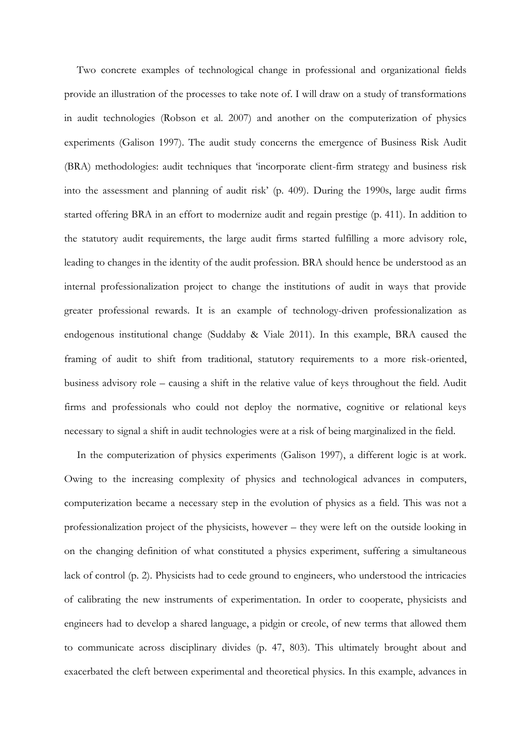Two concrete examples of technological change in professional and organizational fields provide an illustration of the processes to take note of. I will draw on a study of transformations in audit technologies (Robson et al. 2007) and another on the computerization of physics experiments (Galison 1997). The audit study concerns the emergence of Business Risk Audit (BRA) methodologies: audit techniques that 'incorporate client-firm strategy and business risk into the assessment and planning of audit risk' (p. 409). During the 1990s, large audit firms started offering BRA in an effort to modernize audit and regain prestige (p. 411). In addition to the statutory audit requirements, the large audit firms started fulfilling a more advisory role, leading to changes in the identity of the audit profession. BRA should hence be understood as an internal professionalization project to change the institutions of audit in ways that provide greater professional rewards. It is an example of technology-driven professionalization as endogenous institutional change (Suddaby & Viale 2011). In this example, BRA caused the framing of audit to shift from traditional, statutory requirements to a more risk-oriented, business advisory role – causing a shift in the relative value of keys throughout the field. Audit firms and professionals who could not deploy the normative, cognitive or relational keys necessary to signal a shift in audit technologies were at a risk of being marginalized in the field.

In the computerization of physics experiments (Galison 1997), a different logic is at work. Owing to the increasing complexity of physics and technological advances in computers, computerization became a necessary step in the evolution of physics as a field. This was not a professionalization project of the physicists, however – they were left on the outside looking in on the changing definition of what constituted a physics experiment, suffering a simultaneous lack of control (p. 2). Physicists had to cede ground to engineers, who understood the intricacies of calibrating the new instruments of experimentation. In order to cooperate, physicists and engineers had to develop a shared language, a pidgin or creole, of new terms that allowed them to communicate across disciplinary divides (p. 47, 803). This ultimately brought about and exacerbated the cleft between experimental and theoretical physics. In this example, advances in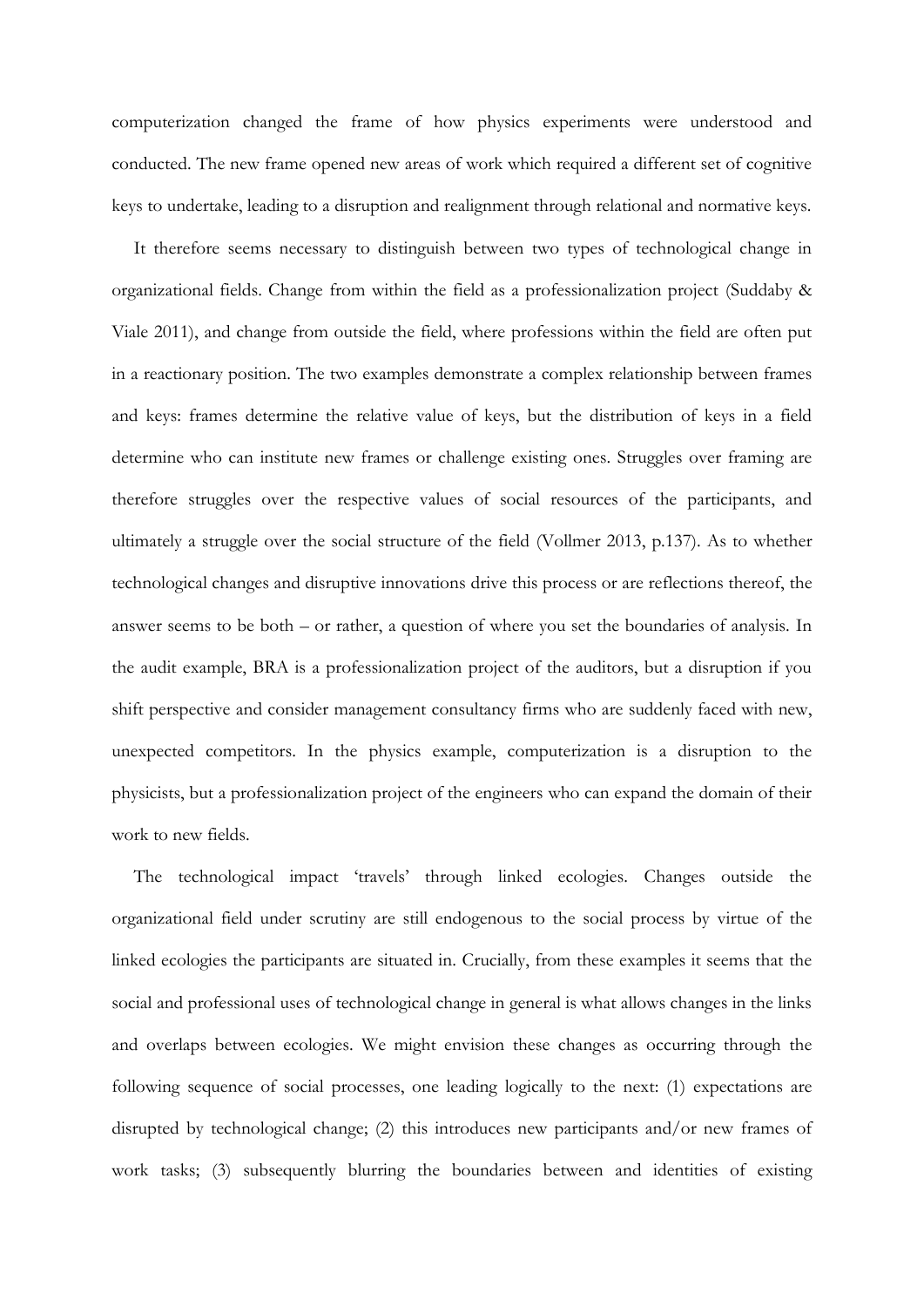computerization changed the frame of how physics experiments were understood and conducted. The new frame opened new areas of work which required a different set of cognitive keys to undertake, leading to a disruption and realignment through relational and normative keys.

It therefore seems necessary to distinguish between two types of technological change in organizational fields. Change from within the field as a professionalization project (Suddaby & Viale 2011), and change from outside the field, where professions within the field are often put in a reactionary position. The two examples demonstrate a complex relationship between frames and keys: frames determine the relative value of keys, but the distribution of keys in a field determine who can institute new frames or challenge existing ones. Struggles over framing are therefore struggles over the respective values of social resources of the participants, and ultimately a struggle over the social structure of the field (Vollmer 2013, p.137). As to whether technological changes and disruptive innovations drive this process or are reflections thereof, the answer seems to be both – or rather, a question of where you set the boundaries of analysis. In the audit example, BRA is a professionalization project of the auditors, but a disruption if you shift perspective and consider management consultancy firms who are suddenly faced with new, unexpected competitors. In the physics example, computerization is a disruption to the physicists, but a professionalization project of the engineers who can expand the domain of their work to new fields.

The technological impact 'travels' through linked ecologies. Changes outside the organizational field under scrutiny are still endogenous to the social process by virtue of the linked ecologies the participants are situated in. Crucially, from these examples it seems that the social and professional uses of technological change in general is what allows changes in the links and overlaps between ecologies. We might envision these changes as occurring through the following sequence of social processes, one leading logically to the next: (1) expectations are disrupted by technological change; (2) this introduces new participants and/or new frames of work tasks; (3) subsequently blurring the boundaries between and identities of existing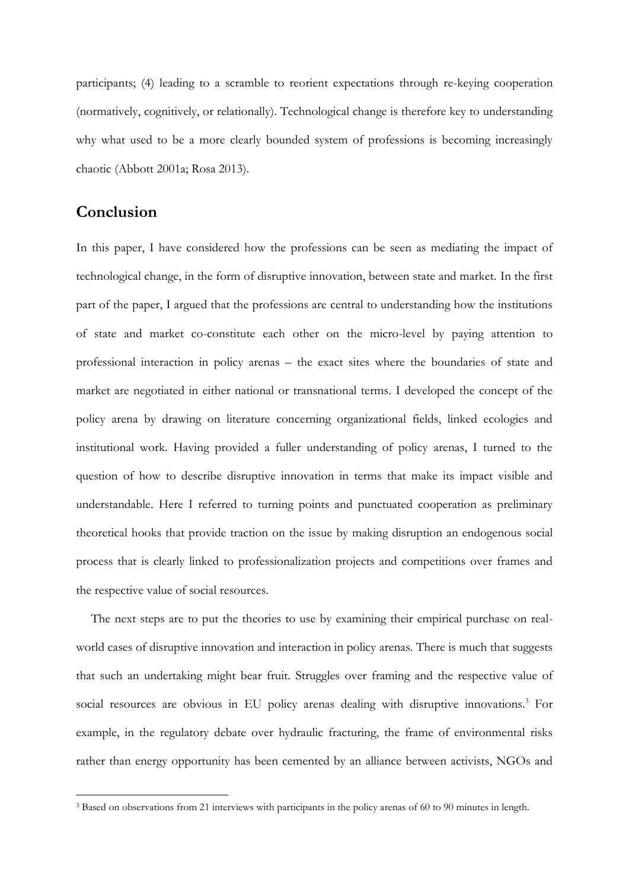participants; (4) leading to a scramble to reorient expectations through re-keying cooperation (normatively, cognitively, or relationally). Technological change is therefore key to understanding why what used to be a more clearly bounded system of professions is becoming increasingly chaotic (Abbott 2001a; Rosa 2013).

## Conclusion

In this paper, I have considered how the professions can be seen as mediating the impact of technological change, in the form of disruptive innovation, between state and market. In the first part of the paper, I argued that the professions are central to understanding how the institutions of state and market co-constitute each other on the micro-level by paying attention to professional interaction in policy arenas – the exact sites where the boundaries of state and market are negotiated in either national or transnational terms. I developed the concept of the policy arena by drawing on literature concerning organizational fields, linked ecologies and institutional work. Having provided a fuller understanding of policy arenas, I turned to the question of how to describe disruptive innovation in terms that make its impact visible and understandable. Here I referred to turning points and punctuated cooperation as preliminary theoretical hooks that provide traction on the issue by making disruption an endogenous social process that is clearly linked to professionalization projects and competitions over frames and the respective value of social resources.

The next steps are to put the theories to use by examining their empirical purchase on real-world cases of disruptive innovation and interaction in policy arenas. There is much that suggests that such an undertaking might bear fruit. Struggles over framing and the respective value of social resources are obvious in EU policy arenas dealing with disruptive innovations.[3] For example, in the regulatory debate over hydraulic fracturing, the frame of environmental risks rather than energy opportunity has been cemented by an alliance between activists, NGOs and

[3] Based on observations from 21 interviews with participants in the policy arenas of 60 to 90 minutes in length.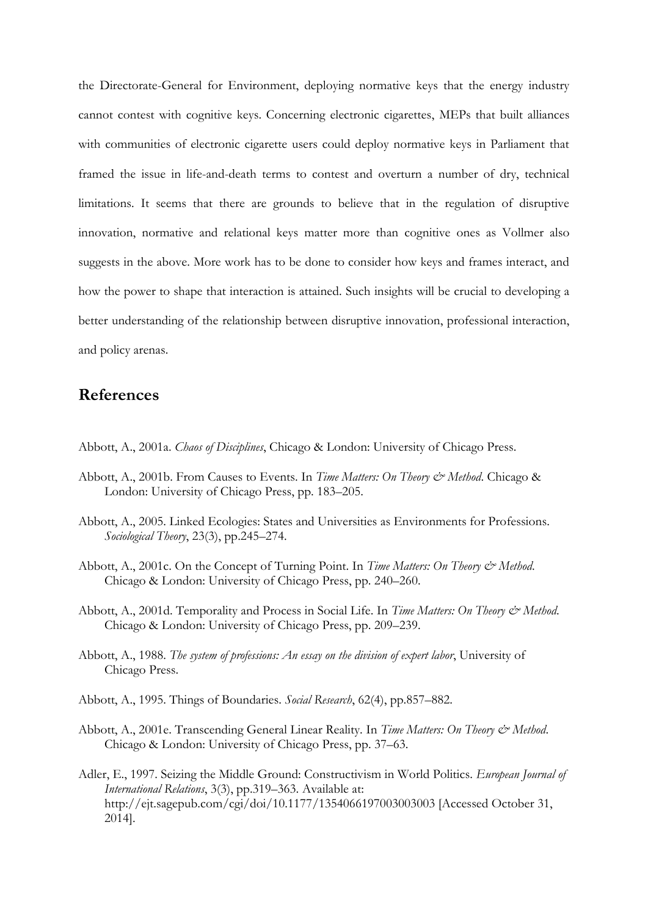the Directorate-General for Environment, deploying normative keys that the energy industry cannot contest with cognitive keys. Concerning electronic cigarettes, MEPs that built alliances with communities of electronic cigarette users could deploy normative keys in Parliament that framed the issue in life-and-death terms to contest and overturn a number of dry, technical limitations. It seems that there are grounds to believe that in the regulation of disruptive innovation, normative and relational keys matter more than cognitive ones as Vollmer also suggests in the above. More work has to be done to consider how keys and frames interact, and how the power to shape that interaction is attained. Such insights will be crucial to developing a better understanding of the relationship between disruptive innovation, professional interaction, and policy arenas.

## References

Abbott, A., 2001a. *Chaos of Disciplines*, Chicago & London: University of Chicago Press.

Abbott, A., 2001b. From Causes to Events. In *Time Matters: On Theory & Method*. Chicago & London: University of Chicago Press, pp. 183–205.

Abbott, A., 2005. Linked Ecologies: States and Universities as Environments for Professions. *Sociological Theory*, 23(3), pp.245–274.

Abbott, A., 2001c. On the Concept of Turning Point. In *Time Matters: On Theory & Method*. Chicago & London: University of Chicago Press, pp. 240–260.

Abbott, A., 2001d. Temporality and Process in Social Life. In *Time Matters: On Theory & Method*. Chicago & London: University of Chicago Press, pp. 209–239.

Abbott, A., 1988. *The system of professions: An essay on the division of expert labor*, University of Chicago Press.

Abbott, A., 1995. Things of Boundaries. *Social Research*, 62(4), pp.857–882.

Abbott, A., 2001e. Transcending General Linear Reality. In *Time Matters: On Theory & Method*. Chicago & London: University of Chicago Press, pp. 37–63.

Adler, E., 1997. Seizing the Middle Ground: Constructivism in World Politics. *European Journal of International Relations*, 3(3), pp.319–363. Available at: http://ejt.sagepub.com/cgi/doi/10.1177/1354066197003003003 [Accessed October 31, 2014].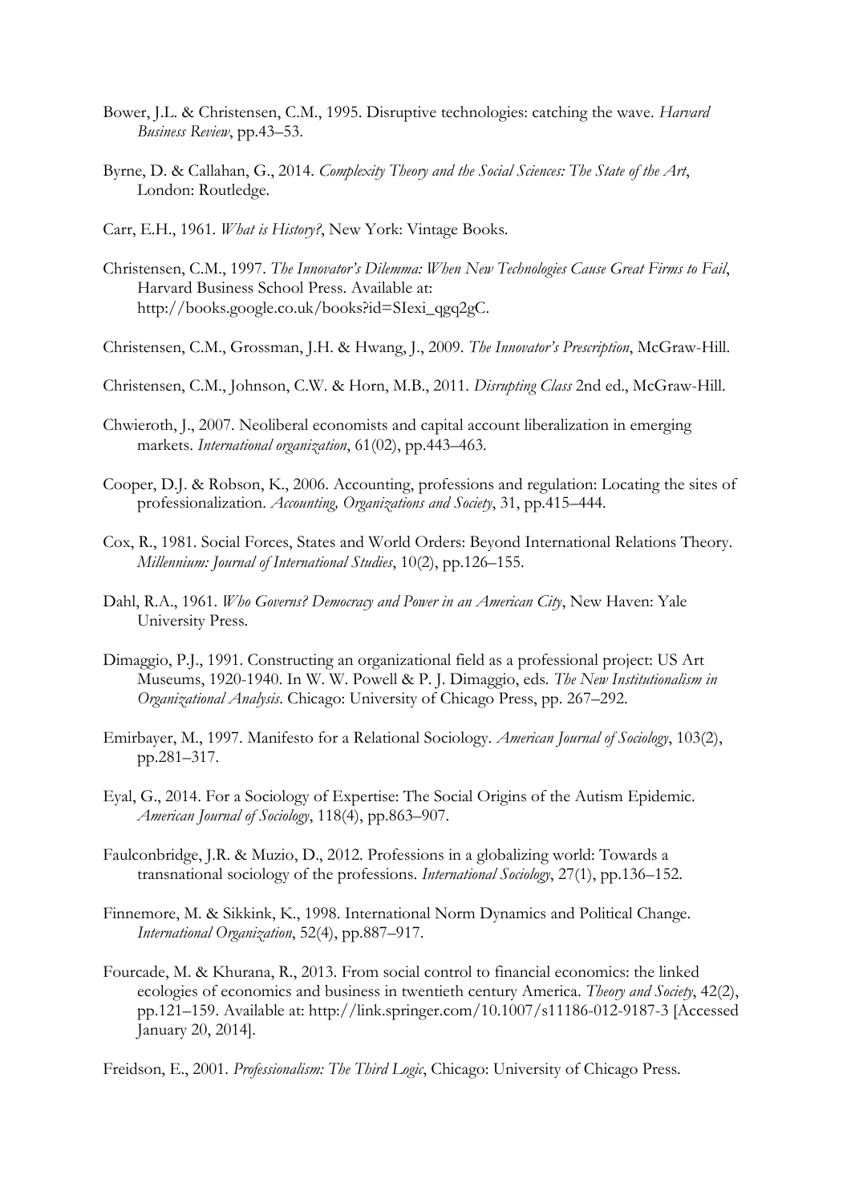Bower, J.L. & Christensen, C.M., 1995. Disruptive technologies: catching the wave. *Harvard Business Review*, pp.43–53.

Byrne, D. & Callahan, G., 2014. *Complexity Theory and the Social Sciences: The State of the Art*, London: Routledge.

Carr, E.H., 1961. *What is History?*, New York: Vintage Books.

Christensen, C.M., 1997. *The Innovator's Dilemma: When New Technologies Cause Great Firms to Fail*, Harvard Business School Press. Available at: http://books.google.co.uk/books?id=SIexi_qgq2gC.

Christensen, C.M., Grossman, J.H. & Hwang, J., 2009. *The Innovator's Prescription*, McGraw-Hill.

Christensen, C.M., Johnson, C.W. & Horn, M.B., 2011. *Disrupting Class* 2nd ed., McGraw-Hill.

Chwieroth, J., 2007. Neoliberal economists and capital account liberalization in emerging markets. *International organization*, 61(02), pp.443–463.

Cooper, D.J. & Robson, K., 2006. Accounting, professions and regulation: Locating the sites of professionalization. *Accounting, Organizations and Society*, 31, pp.415–444.

Cox, R., 1981. Social Forces, States and World Orders: Beyond International Relations Theory. *Millennium: Journal of International Studies*, 10(2), pp.126–155.

Dahl, R.A., 1961. *Who Governs? Democracy and Power in an American City*, New Haven: Yale University Press.

Dimaggio, P.J., 1991. Constructing an organizational field as a professional project: US Art Museums, 1920-1940. In W. W. Powell & P. J. Dimaggio, eds. *The New Institutionalism in Organizational Analysis*. Chicago: University of Chicago Press, pp. 267–292.

Emirbayer, M., 1997. Manifesto for a Relational Sociology. *American Journal of Sociology*, 103(2), pp.281–317.

Eyal, G., 2014. For a Sociology of Expertise: The Social Origins of the Autism Epidemic. *American Journal of Sociology*, 118(4), pp.863–907.

Faulconbridge, J.R. & Muzio, D., 2012. Professions in a globalizing world: Towards a transnational sociology of the professions. *International Sociology*, 27(1), pp.136–152.

Finnemore, M. & Sikkink, K., 1998. International Norm Dynamics and Political Change. *International Organization*, 52(4), pp.887–917.

Fourcade, M. & Khurana, R., 2013. From social control to financial economics: the linked ecologies of economics and business in twentieth century America. *Theory and Society*, 42(2), pp.121–159. Available at: http://link.springer.com/10.1007/s11186-012-9187-3 [Accessed January 20, 2014].

Freidson, E., 2001. *Professionalism: The Third Logic*, Chicago: University of Chicago Press.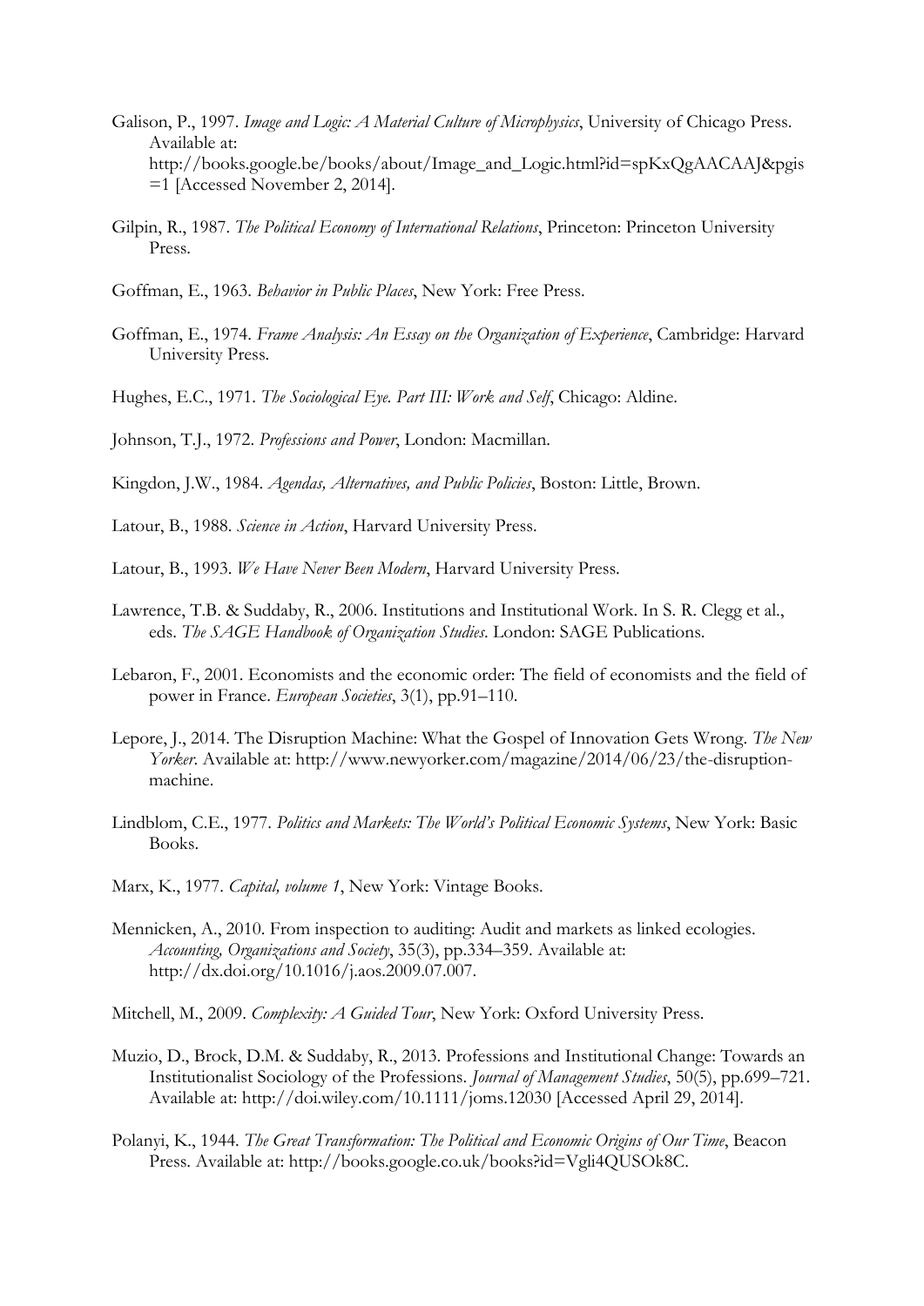Galison, P., 1997. *Image and Logic: A Material Culture of Microphysics*, University of Chicago Press. Available at: http://books.google.be/books/about/Image_and_Logic.html?id=spKxQgAACAAJ&pgis=1 [Accessed November 2, 2014].

Gilpin, R., 1987. *The Political Economy of International Relations*, Princeton: Princeton University Press.

Goffman, E., 1963. *Behavior in Public Places*, New York: Free Press.

Goffman, E., 1974. *Frame Analysis: An Essay on the Organization of Experience*, Cambridge: Harvard University Press.

Hughes, E.C., 1971. *The Sociological Eye. Part III: Work and Self*, Chicago: Aldine.

Johnson, T.J., 1972. *Professions and Power*, London: Macmillan.

Kingdon, J.W., 1984. *Agendas, Alternatives, and Public Policies*, Boston: Little, Brown.

Latour, B., 1988. *Science in Action*, Harvard University Press.

Latour, B., 1993. *We Have Never Been Modern*, Harvard University Press.

Lawrence, T.B. & Suddaby, R., 2006. Institutions and Institutional Work. In S. R. Clegg et al., eds. *The SAGE Handbook of Organization Studies*. London: SAGE Publications.

Lebaron, F., 2001. Economists and the economic order: The field of economists and the field of power in France. *European Societies*, 3(1), pp.91–110.

Lepore, J., 2014. The Disruption Machine: What the Gospel of Innovation Gets Wrong. *The New Yorker*. Available at: http://www.newyorker.com/magazine/2014/06/23/the-disruption-machine.

Lindblom, C.E., 1977. *Politics and Markets: The World's Political Economic Systems*, New York: Basic Books.

Marx, K., 1977. *Capital, volume 1*, New York: Vintage Books.

Mennicken, A., 2010. From inspection to auditing: Audit and markets as linked ecologies. *Accounting, Organizations and Society*, 35(3), pp.334–359. Available at: http://dx.doi.org/10.1016/j.aos.2009.07.007.

Mitchell, M., 2009. *Complexity: A Guided Tour*, New York: Oxford University Press.

Muzio, D., Brock, D.M. & Suddaby, R., 2013. Professions and Institutional Change: Towards an Institutionalist Sociology of the Professions. *Journal of Management Studies*, 50(5), pp.699–721. Available at: http://doi.wiley.com/10.1111/joms.12030 [Accessed April 29, 2014].

Polanyi, K., 1944. *The Great Transformation: The Political and Economic Origins of Our Time*, Beacon Press. Available at: http://books.google.co.uk/books?id=Vgli4QUSOk8C.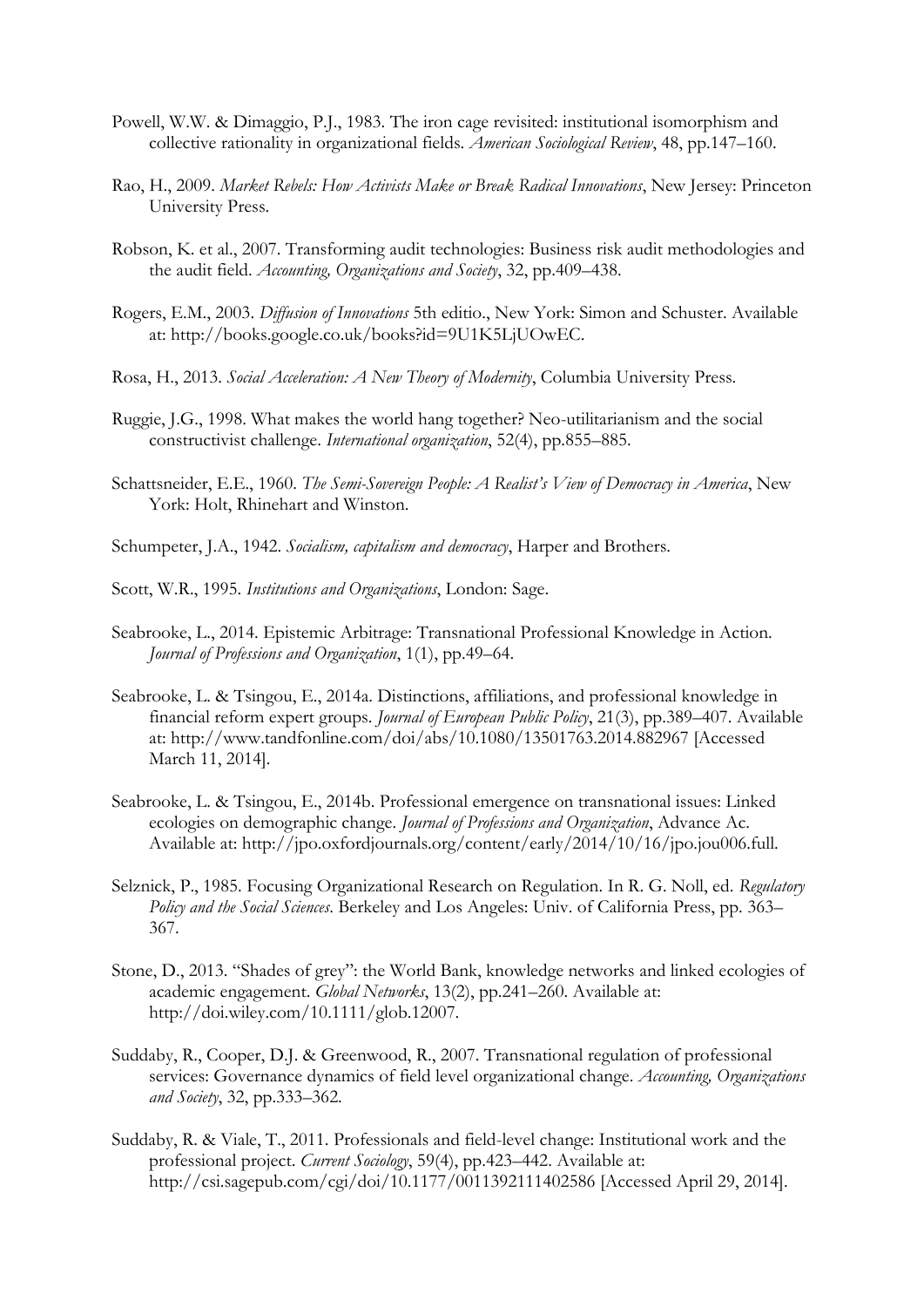Powell, W.W. & Dimaggio, P.J., 1983. The iron cage revisited: institutional isomorphism and collective rationality in organizational fields. *American Sociological Review*, 48, pp.147–160.

Rao, H., 2009. *Market Rebels: How Activists Make or Break Radical Innovations*, New Jersey: Princeton University Press.

Robson, K. et al., 2007. Transforming audit technologies: Business risk audit methodologies and the audit field. *Accounting, Organizations and Society*, 32, pp.409–438.

Rogers, E.M., 2003. *Diffusion of Innovations* 5th editio., New York: Simon and Schuster. Available at: http://books.google.co.uk/books?id=9U1K5LjUOwEC.

Rosa, H., 2013. *Social Acceleration: A New Theory of Modernity*, Columbia University Press.

Ruggie, J.G., 1998. What makes the world hang together? Neo-utilitarianism and the social constructivist challenge. *International organization*, 52(4), pp.855–885.

Schattsneider, E.E., 1960. *The Semi-Sovereign People: A Realist's View of Democracy in America*, New York: Holt, Rhinehart and Winston.

Schumpeter, J.A., 1942. *Socialism, capitalism and democracy*, Harper and Brothers.

Scott, W.R., 1995. *Institutions and Organizations*, London: Sage.

Seabrooke, L., 2014. Epistemic Arbitrage: Transnational Professional Knowledge in Action. *Journal of Professions and Organization*, 1(1), pp.49–64.

Seabrooke, L. & Tsingou, E., 2014a. Distinctions, affiliations, and professional knowledge in financial reform expert groups. *Journal of European Public Policy*, 21(3), pp.389–407. Available at: http://www.tandfonline.com/doi/abs/10.1080/13501763.2014.882967 [Accessed March 11, 2014].

Seabrooke, L. & Tsingou, E., 2014b. Professional emergence on transnational issues: Linked ecologies on demographic change. *Journal of Professions and Organization*, Advance Ac. Available at: http://jpo.oxfordjournals.org/content/early/2014/10/16/jpo.jou006.full.

Selznick, P., 1985. Focusing Organizational Research on Regulation. In R. G. Noll, ed. *Regulatory Policy and the Social Sciences*. Berkeley and Los Angeles: Univ. of California Press, pp. 363–367.

Stone, D., 2013. "Shades of grey": the World Bank, knowledge networks and linked ecologies of academic engagement. *Global Networks*, 13(2), pp.241–260. Available at: http://doi.wiley.com/10.1111/glob.12007.

Suddaby, R., Cooper, D.J. & Greenwood, R., 2007. Transnational regulation of professional services: Governance dynamics of field level organizational change. *Accounting, Organizations and Society*, 32, pp.333–362.

Suddaby, R. & Viale, T., 2011. Professionals and field-level change: Institutional work and the professional project. *Current Sociology*, 59(4), pp.423–442. Available at: http://csi.sagepub.com/cgi/doi/10.1177/0011392111402586 [Accessed April 29, 2014].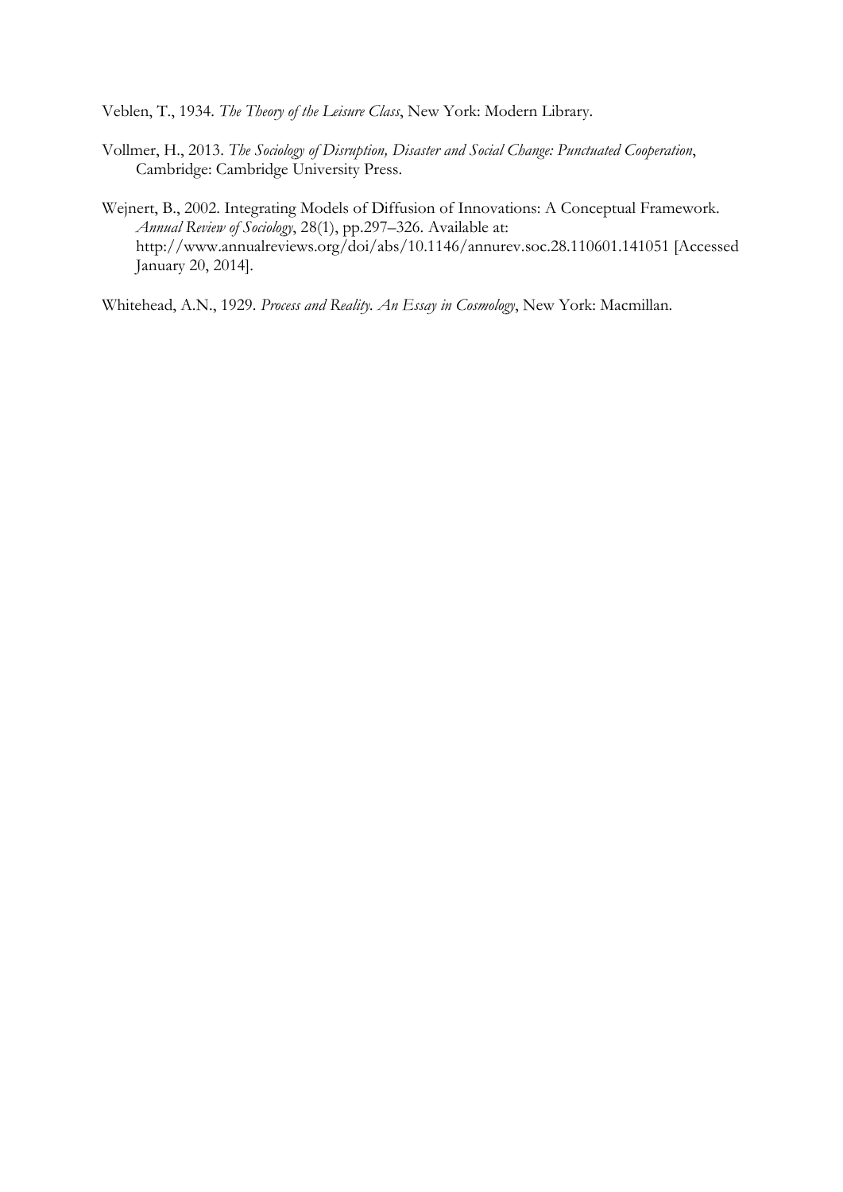Veblen, T., 1934. *The Theory of the Leisure Class*, New York: Modern Library.

Vollmer, H., 2013. *The Sociology of Disruption, Disaster and Social Change: Punctuated Cooperation*, Cambridge: Cambridge University Press.

Wejnert, B., 2002. Integrating Models of Diffusion of Innovations: A Conceptual Framework. *Annual Review of Sociology*, 28(1), pp.297–326. Available at: http://www.annualreviews.org/doi/abs/10.1146/annurev.soc.28.110601.141051 [Accessed January 20, 2014].

Whitehead, A.N., 1929. *Process and Reality. An Essay in Cosmology*, New York: Macmillan.